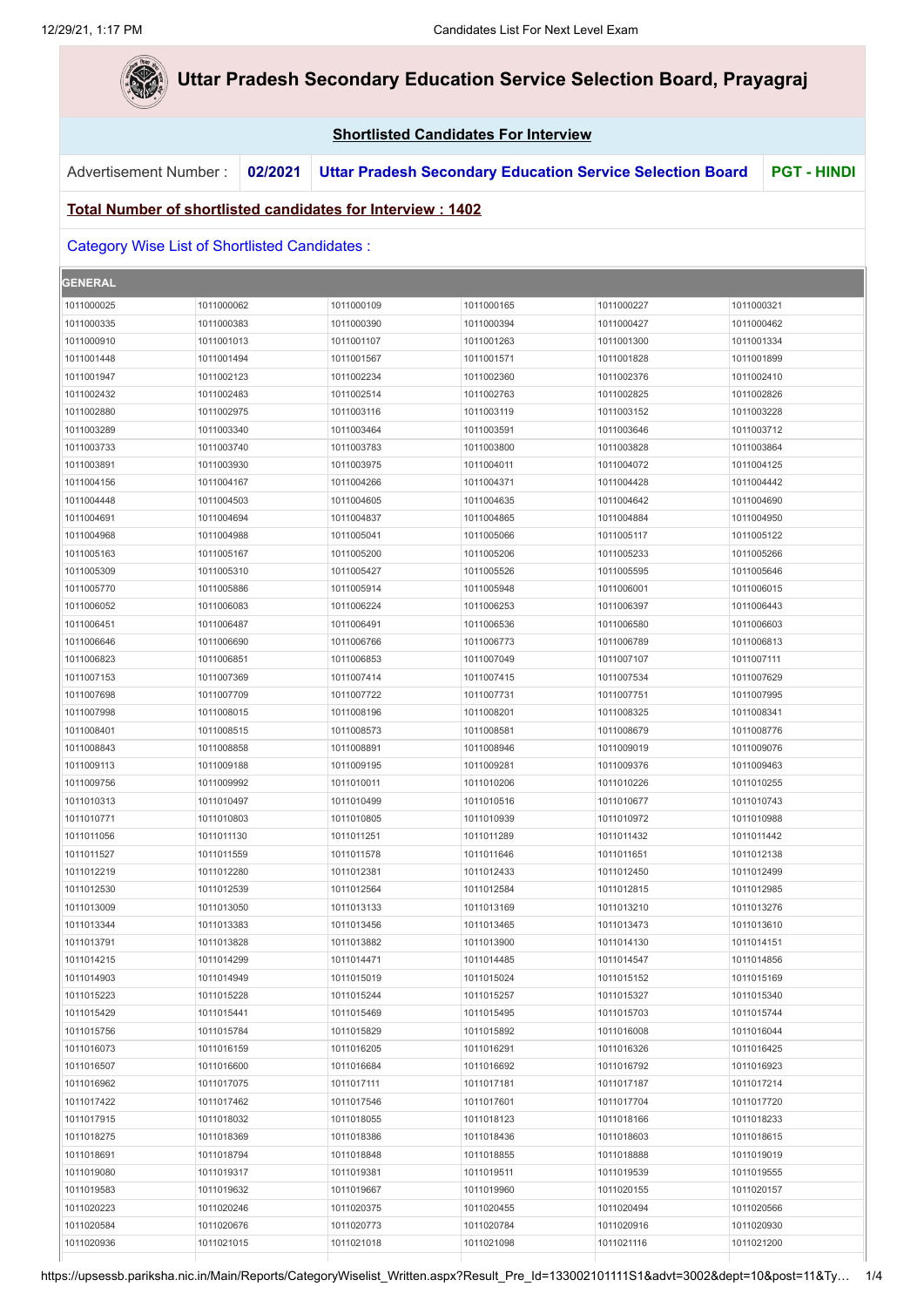# Uttar Pradesh Secondary Education Service Selection Board, Prayagraj

## Shortlisted Candidates For Interview

| Advertisement Number : | 02/2021 | Uttar Pradesh Secondary Education Service Selection Board | PGT - HINDI |
|---|---|---|---|

**Total Number of shortlisted candidates for Interview : 1402**

Category Wise List of Shortlisted Candidates :

| GENERAL | | | | | |
|---|---|---|---|---|---|
| 1011000025 | 1011000062 | 1011000109 | 1011000165 | 1011000227 | 1011000321 |
| 1011000335 | 1011000383 | 1011000390 | 1011000394 | 1011000427 | 1011000462 |
| 1011000910 | 1011001013 | 1011001107 | 1011001263 | 1011001300 | 1011001334 |
| 1011001448 | 1011001494 | 1011001567 | 1011001571 | 1011001828 | 1011001899 |
| 1011001947 | 1011002123 | 1011002234 | 1011002360 | 1011002376 | 1011002410 |
| 1011002432 | 1011002483 | 1011002514 | 1011002763 | 1011002825 | 1011002826 |
| 1011002880 | 1011002975 | 1011003116 | 1011003119 | 1011003152 | 1011003228 |
| 1011003289 | 1011003340 | 1011003464 | 1011003591 | 1011003646 | 1011003712 |
| 1011003733 | 1011003740 | 1011003783 | 1011003800 | 1011003828 | 1011003864 |
| 1011003891 | 1011003930 | 1011003975 | 1011004011 | 1011004072 | 1011004125 |
| 1011004156 | 1011004167 | 1011004266 | 1011004371 | 1011004428 | 1011004442 |
| 1011004448 | 1011004503 | 1011004605 | 1011004635 | 1011004642 | 1011004690 |
| 1011004691 | 1011004694 | 1011004837 | 1011004865 | 1011004884 | 1011004950 |
| 1011004968 | 1011004988 | 1011005041 | 1011005066 | 1011005117 | 1011005122 |
| 1011005163 | 1011005167 | 1011005200 | 1011005206 | 1011005233 | 1011005266 |
| 1011005309 | 1011005310 | 1011005427 | 1011005526 | 1011005595 | 1011005646 |
| 1011005770 | 1011005886 | 1011005914 | 1011005948 | 1011006001 | 1011006015 |
| 1011006052 | 1011006083 | 1011006224 | 1011006253 | 1011006397 | 1011006443 |
| 1011006451 | 1011006487 | 1011006491 | 1011006536 | 1011006580 | 1011006603 |
| 1011006646 | 1011006690 | 1011006766 | 1011006773 | 1011006789 | 1011006813 |
| 1011006823 | 1011006851 | 1011006853 | 1011007049 | 1011007107 | 1011007111 |
| 1011007153 | 1011007369 | 1011007414 | 1011007415 | 1011007534 | 1011007629 |
| 1011007698 | 1011007709 | 1011007722 | 1011007731 | 1011007751 | 1011007995 |
| 1011007998 | 1011008015 | 1011008196 | 1011008201 | 1011008325 | 1011008341 |
| 1011008401 | 1011008515 | 1011008573 | 1011008581 | 1011008679 | 1011008776 |
| 1011008843 | 1011008858 | 1011008891 | 1011008946 | 1011009019 | 1011009076 |
| 1011009113 | 1011009188 | 1011009195 | 1011009281 | 1011009376 | 1011009463 |
| 1011009756 | 1011009992 | 1011010011 | 1011010206 | 1011010226 | 1011010255 |
| 1011010313 | 1011010497 | 1011010499 | 1011010516 | 1011010677 | 1011010743 |
| 1011010771 | 1011010803 | 1011010805 | 1011010939 | 1011010972 | 1011010988 |
| 1011011056 | 1011011130 | 1011011251 | 1011011289 | 1011011432 | 1011011442 |
| 1011011527 | 1011011559 | 1011011578 | 1011011646 | 1011011651 | 1011012138 |
| 1011012219 | 1011012280 | 1011012381 | 1011012433 | 1011012450 | 1011012499 |
| 1011012530 | 1011012539 | 1011012564 | 1011012584 | 1011012815 | 1011012985 |
| 1011013009 | 1011013050 | 1011013133 | 1011013169 | 1011013210 | 1011013276 |
| 1011013344 | 1011013383 | 1011013456 | 1011013465 | 1011013473 | 1011013610 |
| 1011013791 | 1011013828 | 1011013882 | 1011013900 | 1011014130 | 1011014151 |
| 1011014215 | 1011014299 | 1011014471 | 1011014485 | 1011014547 | 1011014856 |
| 1011014903 | 1011014949 | 1011015019 | 1011015024 | 1011015152 | 1011015169 |
| 1011015223 | 1011015228 | 1011015244 | 1011015257 | 1011015327 | 1011015340 |
| 1011015429 | 1011015441 | 1011015469 | 1011015495 | 1011015703 | 1011015744 |
| 1011015756 | 1011015784 | 1011015829 | 1011015892 | 1011016008 | 1011016044 |
| 1011016073 | 1011016159 | 1011016205 | 1011016291 | 1011016326 | 1011016425 |
| 1011016507 | 1011016600 | 1011016684 | 1011016692 | 1011016792 | 1011016923 |
| 1011016962 | 1011017075 | 1011017111 | 1011017181 | 1011017187 | 1011017214 |
| 1011017422 | 1011017462 | 1011017546 | 1011017601 | 1011017704 | 1011017720 |
| 1011017915 | 1011018032 | 1011018055 | 1011018123 | 1011018166 | 1011018233 |
| 1011018275 | 1011018369 | 1011018386 | 1011018436 | 1011018603 | 1011018615 |
| 1011018691 | 1011018794 | 1011018848 | 1011018855 | 1011018888 | 1011019019 |
| 1011019080 | 1011019317 | 1011019381 | 1011019511 | 1011019539 | 1011019555 |
| 1011019583 | 1011019632 | 1011019667 | 1011019960 | 1011020155 | 1011020157 |
| 1011020223 | 1011020246 | 1011020375 | 1011020455 | 1011020494 | 1011020566 |
| 1011020584 | 1011020676 | 1011020773 | 1011020784 | 1011020916 | 1011020930 |
| 1011020936 | 1011021015 | 1011021018 | 1011021098 | 1011021116 | 1011021200 |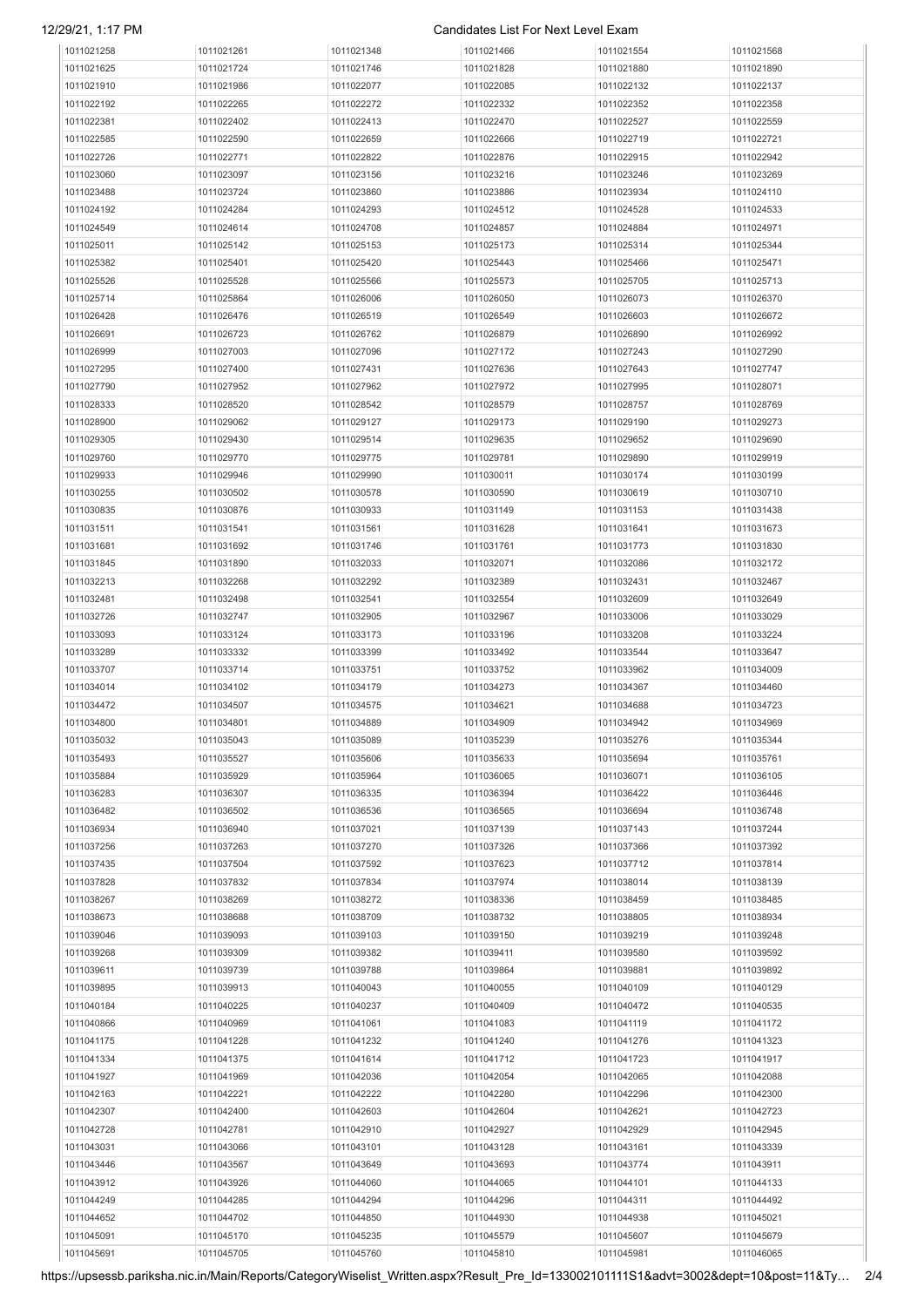| 1011021258 | 1011021261 | 1011021348 | 1011021466 | 1011021554 | 1011021568 |
|---|---|---|---|---|---|
| 1011021625 | 1011021724 | 1011021746 | 1011021828 | 1011021880 | 1011021890 |
| 1011021910 | 1011021986 | 1011022077 | 1011022085 | 1011022132 | 1011022137 |
| 1011022192 | 1011022265 | 1011022272 | 1011022332 | 1011022352 | 1011022358 |
| 1011022381 | 1011022402 | 1011022413 | 1011022470 | 1011022527 | 1011022559 |
| 1011022585 | 1011022590 | 1011022659 | 1011022666 | 1011022719 | 1011022721 |
| 1011022726 | 1011022771 | 1011022822 | 1011022876 | 1011022915 | 1011022942 |
| 1011023060 | 1011023097 | 1011023156 | 1011023216 | 1011023246 | 1011023269 |
| 1011023488 | 1011023724 | 1011023860 | 1011023886 | 1011023934 | 1011024110 |
| 1011024192 | 1011024284 | 1011024293 | 1011024512 | 1011024528 | 1011024533 |
| 1011024549 | 1011024614 | 1011024708 | 1011024857 | 1011024884 | 1011024971 |
| 1011025011 | 1011025142 | 1011025153 | 1011025173 | 1011025314 | 1011025344 |
| 1011025382 | 1011025401 | 1011025420 | 1011025443 | 1011025466 | 1011025471 |
| 1011025526 | 1011025528 | 1011025566 | 1011025573 | 1011025705 | 1011025713 |
| 1011025714 | 1011025864 | 1011026006 | 1011026050 | 1011026073 | 1011026370 |
| 1011026428 | 1011026476 | 1011026519 | 1011026549 | 1011026603 | 1011026672 |
| 1011026691 | 1011026723 | 1011026762 | 1011026879 | 1011026890 | 1011026992 |
| 1011026999 | 1011027003 | 1011027096 | 1011027172 | 1011027243 | 1011027290 |
| 1011027295 | 1011027400 | 1011027431 | 1011027636 | 1011027643 | 1011027747 |
| 1011027790 | 1011027952 | 1011027962 | 1011027972 | 1011027995 | 1011028071 |
| 1011028333 | 1011028520 | 1011028542 | 1011028579 | 1011028757 | 1011028769 |
| 1011028900 | 1011029062 | 1011029127 | 1011029173 | 1011029190 | 1011029273 |
| 1011029305 | 1011029430 | 1011029514 | 1011029635 | 1011029652 | 1011029690 |
| 1011029760 | 1011029770 | 1011029775 | 1011029781 | 1011029890 | 1011029919 |
| 1011029933 | 1011029946 | 1011029990 | 1011030011 | 1011030174 | 1011030199 |
| 1011030255 | 1011030502 | 1011030578 | 1011030590 | 1011030619 | 1011030710 |
| 1011030835 | 1011030876 | 1011030933 | 1011031149 | 1011031153 | 1011031438 |
| 1011031511 | 1011031541 | 1011031561 | 1011031628 | 1011031641 | 1011031673 |
| 1011031681 | 1011031692 | 1011031746 | 1011031761 | 1011031773 | 1011031830 |
| 1011031845 | 1011031890 | 1011032033 | 1011032071 | 1011032086 | 1011032172 |
| 1011032213 | 1011032268 | 1011032292 | 1011032389 | 1011032431 | 1011032467 |
| 1011032481 | 1011032498 | 1011032541 | 1011032554 | 1011032609 | 1011032649 |
| 1011032726 | 1011032747 | 1011032905 | 1011032967 | 1011033006 | 1011033029 |
| 1011033093 | 1011033124 | 1011033173 | 1011033196 | 1011033208 | 1011033224 |
| 1011033289 | 1011033332 | 1011033399 | 1011033492 | 1011033544 | 1011033647 |
| 1011033707 | 1011033714 | 1011033751 | 1011033752 | 1011033962 | 1011034009 |
| 1011034014 | 1011034102 | 1011034179 | 1011034273 | 1011034367 | 1011034460 |
| 1011034472 | 1011034507 | 1011034575 | 1011034621 | 1011034688 | 1011034723 |
| 1011034800 | 1011034801 | 1011034889 | 1011034909 | 1011034942 | 1011034969 |
| 1011035032 | 1011035043 | 1011035089 | 1011035239 | 1011035276 | 1011035344 |
| 1011035493 | 1011035527 | 1011035606 | 1011035633 | 1011035694 | 1011035761 |
| 1011035884 | 1011035929 | 1011035964 | 1011036065 | 1011036071 | 1011036105 |
| 1011036283 | 1011036307 | 1011036335 | 1011036394 | 1011036422 | 1011036446 |
| 1011036482 | 1011036502 | 1011036536 | 1011036565 | 1011036694 | 1011036748 |
| 1011036934 | 1011036940 | 1011037021 | 1011037139 | 1011037143 | 1011037244 |
| 1011037256 | 1011037263 | 1011037270 | 1011037326 | 1011037366 | 1011037392 |
| 1011037435 | 1011037504 | 1011037592 | 1011037623 | 1011037712 | 1011037814 |
| 1011037828 | 1011037832 | 1011037834 | 1011037974 | 1011038014 | 1011038139 |
| 1011038267 | 1011038269 | 1011038272 | 1011038336 | 1011038459 | 1011038485 |
| 1011038673 | 1011038688 | 1011038709 | 1011038732 | 1011038805 | 1011038934 |
| 1011039046 | 1011039093 | 1011039103 | 1011039150 | 1011039219 | 1011039248 |
| 1011039268 | 1011039309 | 1011039382 | 1011039411 | 1011039580 | 1011039592 |
| 1011039611 | 1011039739 | 1011039788 | 1011039864 | 1011039881 | 1011039892 |
| 1011039895 | 1011039913 | 1011040043 | 1011040055 | 1011040109 | 1011040129 |
| 1011040184 | 1011040225 | 1011040237 | 1011040409 | 1011040472 | 1011040535 |
| 1011040866 | 1011040969 | 1011041061 | 1011041083 | 1011041119 | 1011041172 |
| 1011041175 | 1011041228 | 1011041232 | 1011041240 | 1011041276 | 1011041323 |
| 1011041334 | 1011041375 | 1011041614 | 1011041712 | 1011041723 | 1011041917 |
| 1011041927 | 1011041969 | 1011042036 | 1011042054 | 1011042065 | 1011042088 |
| 1011042163 | 1011042221 | 1011042222 | 1011042280 | 1011042296 | 1011042300 |
| 1011042307 | 1011042400 | 1011042603 | 1011042604 | 1011042621 | 1011042723 |
| 1011042728 | 1011042781 | 1011042910 | 1011042927 | 1011042929 | 1011042945 |
| 1011043031 | 1011043066 | 1011043101 | 1011043128 | 1011043161 | 1011043339 |
| 1011043446 | 1011043567 | 1011043649 | 1011043693 | 1011043774 | 1011043911 |
| 1011043912 | 1011043926 | 1011044060 | 1011044065 | 1011044101 | 1011044133 |
| 1011044249 | 1011044285 | 1011044294 | 1011044296 | 1011044311 | 1011044492 |
| 1011044652 | 1011044702 | 1011044850 | 1011044930 | 1011044938 | 1011045021 |
| 1011045091 | 1011045170 | 1011045235 | 1011045579 | 1011045607 | 1011045679 |
| 1011045691 | 1011045705 | 1011045760 | 1011045810 | 1011045981 | 1011046065 |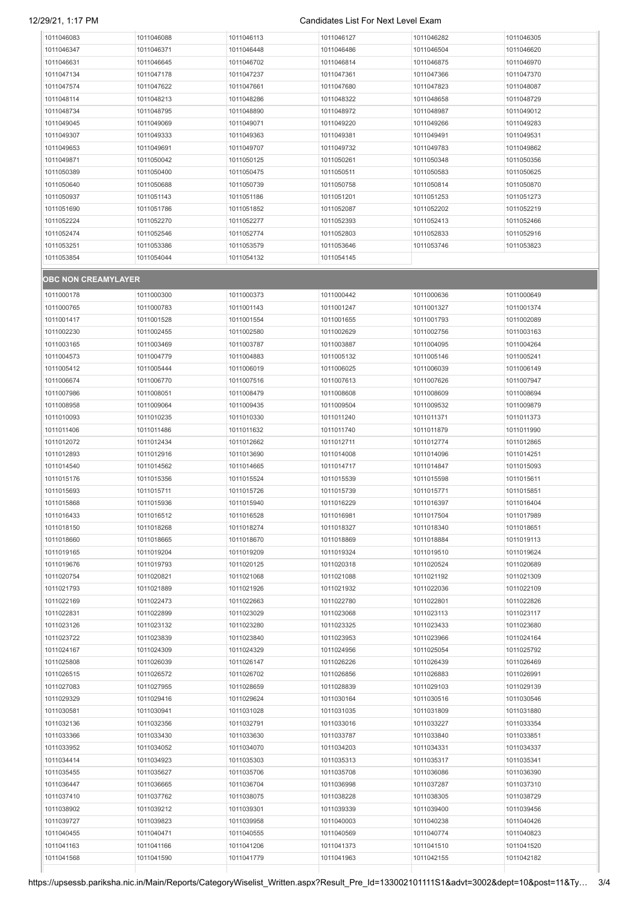| | | | | | |
|---|---|---|---|---|---|
| 1011046083 | 1011046088 | 1011046113 | 1011046127 | 1011046282 | 1011046305 |
| 1011046347 | 1011046371 | 1011046448 | 1011046486 | 1011046504 | 1011046620 |
| 1011046631 | 1011046645 | 1011046702 | 1011046814 | 1011046875 | 1011046970 |
| 1011047134 | 1011047178 | 1011047237 | 1011047361 | 1011047366 | 1011047370 |
| 1011047574 | 1011047622 | 1011047661 | 1011047680 | 1011047823 | 1011048087 |
| 1011048114 | 1011048213 | 1011048286 | 1011048322 | 1011048658 | 1011048729 |
| 1011048734 | 1011048795 | 1011048890 | 1011048972 | 1011048987 | 1011049012 |
| 1011049045 | 1011049069 | 1011049071 | 1011049220 | 1011049266 | 1011049283 |
| 1011049307 | 1011049333 | 1011049363 | 1011049381 | 1011049491 | 1011049531 |
| 1011049653 | 1011049691 | 1011049707 | 1011049732 | 1011049783 | 1011049862 |
| 1011049871 | 1011050042 | 1011050125 | 1011050261 | 1011050348 | 1011050356 |
| 1011050389 | 1011050400 | 1011050475 | 1011050511 | 1011050583 | 1011050625 |
| 1011050640 | 1011050688 | 1011050739 | 1011050758 | 1011050814 | 1011050870 |
| 1011050937 | 1011051143 | 1011051186 | 1011051201 | 1011051253 | 1011051273 |
| 1011051690 | 1011051786 | 1011051852 | 1011052087 | 1011052202 | 1011052219 |
| 1011052224 | 1011052270 | 1011052277 | 1011052393 | 1011052413 | 1011052466 |
| 1011052474 | 1011052546 | 1011052774 | 1011052803 | 1011052833 | 1011052916 |
| 1011053251 | 1011053386 | 1011053579 | 1011053646 | 1011053746 | 1011053823 |
| 1011053854 | 1011054044 | 1011054132 | 1011054145 | | |

## OBC NON CREAMYLAYER

| | | | | | |
|---|---|---|---|---|---|
| 1011000178 | 1011000300 | 1011000373 | 1011000442 | 1011000636 | 1011000649 |
| 1011000765 | 1011000783 | 1011001143 | 1011001247 | 1011001327 | 1011001374 |
| 1011001417 | 1011001528 | 1011001554 | 1011001655 | 1011001793 | 1011002089 |
| 1011002230 | 1011002455 | 1011002580 | 1011002629 | 1011002756 | 1011003163 |
| 1011003165 | 1011003469 | 1011003787 | 1011003887 | 1011004095 | 1011004264 |
| 1011004573 | 1011004779 | 1011004883 | 1011005132 | 1011005146 | 1011005241 |
| 1011005412 | 1011005444 | 1011006019 | 1011006025 | 1011006039 | 1011006149 |
| 1011006674 | 1011006770 | 1011007516 | 1011007613 | 1011007626 | 1011007947 |
| 1011007986 | 1011008051 | 1011008479 | 1011008608 | 1011008609 | 1011008694 |
| 1011008958 | 1011009064 | 1011009435 | 1011009504 | 1011009532 | 1011009879 |
| 1011010093 | 1011010235 | 1011010330 | 1011011240 | 1011011371 | 1011011373 |
| 1011011406 | 1011011486 | 1011011632 | 1011011740 | 1011011879 | 1011011990 |
| 1011012072 | 1011012434 | 1011012662 | 1011012711 | 1011012774 | 1011012865 |
| 1011012893 | 1011012916 | 1011013690 | 1011014008 | 1011014096 | 1011014251 |
| 1011014540 | 1011014562 | 1011014665 | 1011014717 | 1011014847 | 1011015093 |
| 1011015176 | 1011015356 | 1011015524 | 1011015539 | 1011015598 | 1011015611 |
| 1011015693 | 1011015711 | 1011015726 | 1011015739 | 1011015771 | 1011015851 |
| 1011015868 | 1011015936 | 1011015940 | 1011016229 | 1011016397 | 1011016404 |
| 1011016433 | 1011016512 | 1011016528 | 1011016981 | 1011017504 | 1011017989 |
| 1011018150 | 1011018268 | 1011018274 | 1011018327 | 1011018340 | 1011018651 |
| 1011018660 | 1011018665 | 1011018670 | 1011018869 | 1011018884 | 1011019113 |
| 1011019165 | 1011019204 | 1011019209 | 1011019324 | 1011019510 | 1011019624 |
| 1011019676 | 1011019793 | 1011020125 | 1011020318 | 1011020524 | 1011020689 |
| 1011020754 | 1011020821 | 1011021068 | 1011021088 | 1011021192 | 1011021309 |
| 1011021793 | 1011021889 | 1011021926 | 1011021932 | 1011022036 | 1011022109 |
| 1011022169 | 1011022473 | 1011022663 | 1011022780 | 1011022801 | 1011022826 |
| 1011022831 | 1011022899 | 1011023029 | 1011023068 | 1011023113 | 1011023117 |
| 1011023126 | 1011023132 | 1011023280 | 1011023325 | 1011023433 | 1011023680 |
| 1011023722 | 1011023839 | 1011023840 | 1011023953 | 1011023966 | 1011024164 |
| 1011024167 | 1011024309 | 1011024329 | 1011024956 | 1011025054 | 1011025792 |
| 1011025808 | 1011026039 | 1011026147 | 1011026226 | 1011026439 | 1011026469 |
| 1011026515 | 1011026572 | 1011026702 | 1011026856 | 1011026883 | 1011026991 |
| 1011027083 | 1011027955 | 1011028659 | 1011028839 | 1011029103 | 1011029139 |
| 1011029329 | 1011029416 | 1011029624 | 1011030164 | 1011030516 | 1011030546 |
| 1011030581 | 1011030941 | 1011031028 | 1011031035 | 1011031809 | 1011031880 |
| 1011032136 | 1011032356 | 1011032791 | 1011033016 | 1011033227 | 1011033354 |
| 1011033366 | 1011033430 | 1011033630 | 1011033787 | 1011033840 | 1011033851 |
| 1011033952 | 1011034052 | 1011034070 | 1011034203 | 1011034331 | 1011034337 |
| 1011034414 | 1011034923 | 1011035303 | 1011035313 | 1011035317 | 1011035341 |
| 1011035455 | 1011035627 | 1011035706 | 1011035708 | 1011036086 | 1011036390 |
| 1011036447 | 1011036665 | 1011036704 | 1011036998 | 1011037287 | 1011037310 |
| 1011037410 | 1011037762 | 1011038075 | 1011038228 | 1011038305 | 1011038729 |
| 1011038902 | 1011039212 | 1011039301 | 1011039339 | 1011039400 | 1011039456 |
| 1011039727 | 1011039823 | 1011039958 | 1011040003 | 1011040238 | 1011040426 |
| 1011040455 | 1011040471 | 1011040555 | 1011040569 | 1011040774 | 1011040823 |
| 1011041163 | 1011041166 | 1011041206 | 1011041373 | 1011041510 | 1011041520 |
| 1011041568 | 1011041590 | 1011041779 | 1011041963 | 1011042155 | 1011042182 |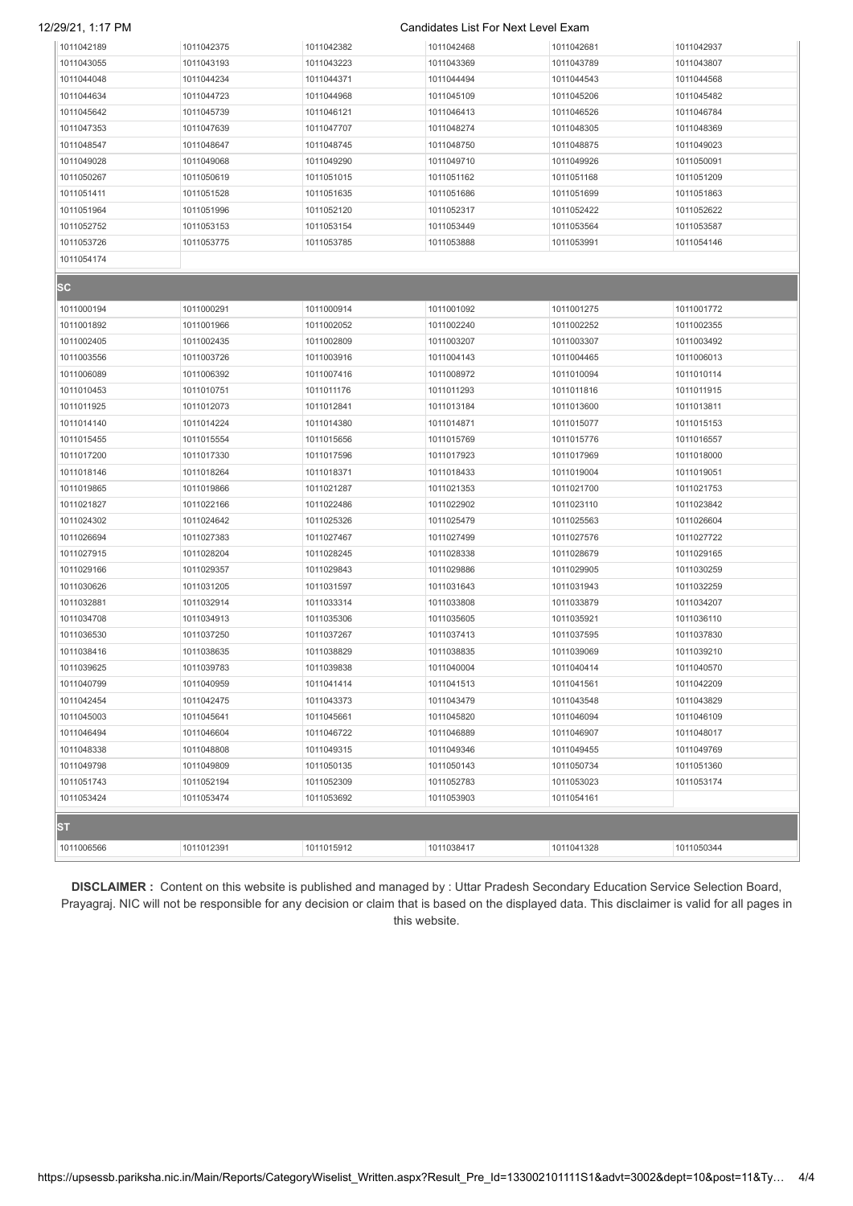| | | | | | |
|---|---|---|---|---|---|
| 1011042189 | 1011042375 | 1011042382 | 1011042468 | 1011042681 | 1011042937 |
| 1011043055 | 1011043193 | 1011043223 | 1011043369 | 1011043789 | 1011043807 |
| 1011044048 | 1011044234 | 1011044371 | 1011044494 | 1011044543 | 1011044568 |
| 1011044634 | 1011044723 | 1011044968 | 1011045109 | 1011045206 | 1011045482 |
| 1011045642 | 1011045739 | 1011046121 | 1011046413 | 1011046526 | 1011046784 |
| 1011047353 | 1011047639 | 1011047707 | 1011048274 | 1011048305 | 1011048369 |
| 1011048547 | 1011048647 | 1011048745 | 1011048750 | 1011048875 | 1011049023 |
| 1011049028 | 1011049068 | 1011049290 | 1011049710 | 1011049926 | 1011050091 |
| 1011050267 | 1011050619 | 1011051015 | 1011051162 | 1011051168 | 1011051209 |
| 1011051411 | 1011051528 | 1011051635 | 1011051686 | 1011051699 | 1011051863 |
| 1011051964 | 1011051996 | 1011052120 | 1011052317 | 1011052422 | 1011052622 |
| 1011052752 | 1011053153 | 1011053154 | 1011053449 | 1011053564 | 1011053587 |
| 1011053726 | 1011053775 | 1011053785 | 1011053888 | 1011053991 | 1011054146 |
| 1011054174 | | | | | |

## SC

| | | | | | |
|---|---|---|---|---|---|
| 1011000194 | 1011000291 | 1011000914 | 1011001092 | 1011001275 | 1011001772 |
| 1011001892 | 1011001966 | 1011002052 | 1011002240 | 1011002252 | 1011002355 |
| 1011002405 | 1011002435 | 1011002809 | 1011003207 | 1011003307 | 1011003492 |
| 1011003556 | 1011003726 | 1011003916 | 1011004143 | 1011004465 | 1011006013 |
| 1011006089 | 1011006392 | 1011007416 | 1011008972 | 1011010094 | 1011010114 |
| 1011010453 | 1011010751 | 1011011176 | 1011011293 | 1011011816 | 1011011915 |
| 1011011925 | 1011012073 | 1011012841 | 1011013184 | 1011013600 | 1011013811 |
| 1011014140 | 1011014224 | 1011014380 | 1011014871 | 1011015077 | 1011015153 |
| 1011015455 | 1011015554 | 1011015656 | 1011015769 | 1011015776 | 1011016557 |
| 1011017200 | 1011017330 | 1011017596 | 1011017923 | 1011017969 | 1011018000 |
| 1011018146 | 1011018264 | 1011018371 | 1011018433 | 1011019004 | 1011019051 |
| 1011019865 | 1011019866 | 1011021287 | 1011021353 | 1011021700 | 1011021753 |
| 1011021827 | 1011022166 | 1011022486 | 1011022902 | 1011023110 | 1011023842 |
| 1011024302 | 1011024642 | 1011025326 | 1011025479 | 1011025563 | 1011026604 |
| 1011026694 | 1011027383 | 1011027467 | 1011027499 | 1011027576 | 1011027722 |
| 1011027915 | 1011028204 | 1011028245 | 1011028338 | 1011028679 | 1011029165 |
| 1011029166 | 1011029357 | 1011029843 | 1011029886 | 1011029905 | 1011030259 |
| 1011030626 | 1011031205 | 1011031597 | 1011031643 | 1011031943 | 1011032259 |
| 1011032881 | 1011032914 | 1011033314 | 1011033808 | 1011033879 | 1011034207 |
| 1011034708 | 1011034913 | 1011035306 | 1011035605 | 1011035921 | 1011036110 |
| 1011036530 | 1011037250 | 1011037267 | 1011037413 | 1011037595 | 1011037830 |
| 1011038416 | 1011038635 | 1011038829 | 1011038835 | 1011039069 | 1011039210 |
| 1011039625 | 1011039783 | 1011039838 | 1011040004 | 1011040414 | 1011040570 |
| 1011040799 | 1011040959 | 1011041414 | 1011041513 | 1011041561 | 1011042209 |
| 1011042454 | 1011042475 | 1011043373 | 1011043479 | 1011043548 | 1011043829 |
| 1011045003 | 1011045641 | 1011045661 | 1011045820 | 1011046094 | 1011046109 |
| 1011046494 | 1011046604 | 1011046722 | 1011046889 | 1011046907 | 1011048017 |
| 1011048338 | 1011048808 | 1011049315 | 1011049346 | 1011049455 | 1011049769 |
| 1011049798 | 1011049809 | 1011050135 | 1011050143 | 1011050734 | 1011051360 |
| 1011051743 | 1011052194 | 1011052309 | 1011052783 | 1011053023 | 1011053174 |
| 1011053424 | 1011053474 | 1011053692 | 1011053903 | 1011054161 | |

## ST

| | | | | | |
|---|---|---|---|---|---|
| 1011006566 | 1011012391 | 1011015912 | 1011038417 | 1011041328 | 1011050344 |

**DISCLAIMER :** Content on this website is published and managed by : Uttar Pradesh Secondary Education Service Selection Board, Prayagraj. NIC will not be responsible for any decision or claim that is based on the displayed data. This disclaimer is valid for all pages in this website.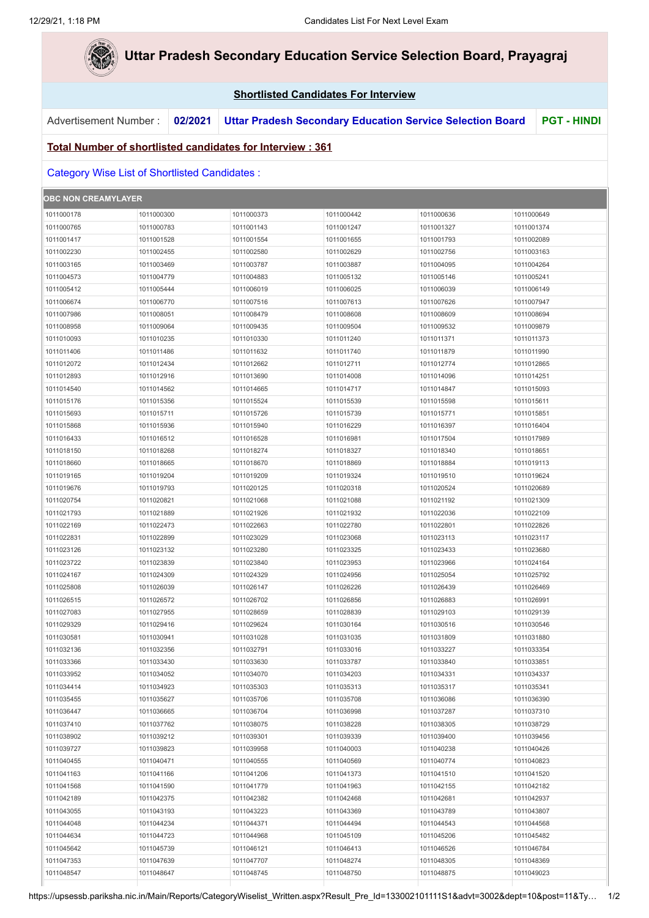# Uttar Pradesh Secondary Education Service Selection Board, Prayagraj

**Shortlisted Candidates For Interview**

| Advertisement Number : | 02/2021 | Uttar Pradesh Secondary Education Service Selection Board | PGT - HINDI |
|---|---|---|---|

**Total Number of shortlisted candidates for Interview : 361**

Category Wise List of Shortlisted Candidates :

| OBC NON CREAMYLAYER | | | | | |
|---|---|---|---|---|---|
| 1011000178 | 1011000300 | 1011000373 | 1011000442 | 1011000636 | 1011000649 |
| 1011000765 | 1011000783 | 1011001143 | 1011001247 | 1011001327 | 1011001374 |
| 1011001417 | 1011001528 | 1011001554 | 1011001655 | 1011001793 | 1011002089 |
| 1011002230 | 1011002455 | 1011002580 | 1011002629 | 1011002756 | 1011003163 |
| 1011003165 | 1011003469 | 1011003787 | 1011003887 | 1011004095 | 1011004264 |
| 1011004573 | 1011004779 | 1011004883 | 1011005132 | 1011005146 | 1011005241 |
| 1011005412 | 1011005444 | 1011006019 | 1011006025 | 1011006039 | 1011006149 |
| 1011006674 | 1011006770 | 1011007516 | 1011007613 | 1011007626 | 1011007947 |
| 1011007986 | 1011008051 | 1011008479 | 1011008608 | 1011008609 | 1011008694 |
| 1011008958 | 1011009064 | 1011009435 | 1011009504 | 1011009532 | 1011009879 |
| 1011010093 | 1011010235 | 1011010330 | 1011011240 | 1011011371 | 1011011373 |
| 1011011406 | 1011011486 | 1011011632 | 1011011740 | 1011011879 | 1011011990 |
| 1011012072 | 1011012434 | 1011012662 | 1011012711 | 1011012774 | 1011012865 |
| 1011012893 | 1011012916 | 1011013690 | 1011014008 | 1011014096 | 1011014251 |
| 1011014540 | 1011014562 | 1011014665 | 1011014717 | 1011014847 | 1011015093 |
| 1011015176 | 1011015356 | 1011015524 | 1011015539 | 1011015598 | 1011015611 |
| 1011015693 | 1011015711 | 1011015726 | 1011015739 | 1011015771 | 1011015851 |
| 1011015868 | 1011015936 | 1011015940 | 1011016229 | 1011016397 | 1011016404 |
| 1011016433 | 1011016512 | 1011016528 | 1011016981 | 1011017504 | 1011017989 |
| 1011018150 | 1011018268 | 1011018274 | 1011018327 | 1011018340 | 1011018651 |
| 1011018660 | 1011018665 | 1011018670 | 1011018869 | 1011018884 | 1011019113 |
| 1011019165 | 1011019204 | 1011019209 | 1011019324 | 1011019510 | 1011019624 |
| 1011019676 | 1011019793 | 1011020125 | 1011020318 | 1011020524 | 1011020689 |
| 1011020754 | 1011020821 | 1011021068 | 1011021088 | 1011021192 | 1011021309 |
| 1011021793 | 1011021889 | 1011021926 | 1011021932 | 1011022036 | 1011022109 |
| 1011022169 | 1011022473 | 1011022663 | 1011022780 | 1011022801 | 1011022826 |
| 1011022831 | 1011022899 | 1011023029 | 1011023068 | 1011023113 | 1011023117 |
| 1011023126 | 1011023132 | 1011023280 | 1011023325 | 1011023433 | 1011023680 |
| 1011023722 | 1011023839 | 1011023840 | 1011023953 | 1011023966 | 1011024164 |
| 1011024167 | 1011024309 | 1011024329 | 1011024956 | 1011025054 | 1011025792 |
| 1011025808 | 1011026039 | 1011026147 | 1011026226 | 1011026439 | 1011026469 |
| 1011026515 | 1011026572 | 1011026702 | 1011026856 | 1011026883 | 1011026991 |
| 1011027083 | 1011027955 | 1011028659 | 1011028839 | 1011029103 | 1011029139 |
| 1011029329 | 1011029416 | 1011029624 | 1011030164 | 1011030516 | 1011030546 |
| 1011030581 | 1011030941 | 1011031028 | 1011031035 | 1011031809 | 1011031880 |
| 1011032136 | 1011032356 | 1011032791 | 1011033016 | 1011033227 | 1011033354 |
| 1011033366 | 1011033430 | 1011033630 | 1011033787 | 1011033840 | 1011033851 |
| 1011033952 | 1011034052 | 1011034070 | 1011034203 | 1011034331 | 1011034337 |
| 1011034414 | 1011034923 | 1011035303 | 1011035313 | 1011035317 | 1011035341 |
| 1011035455 | 1011035627 | 1011035706 | 1011035708 | 1011036086 | 1011036390 |
| 1011036447 | 1011036665 | 1011036704 | 1011036998 | 1011037287 | 1011037310 |
| 1011037410 | 1011037762 | 1011038075 | 1011038228 | 1011038305 | 1011038729 |
| 1011038902 | 1011039212 | 1011039301 | 1011039339 | 1011039400 | 1011039456 |
| 1011039727 | 1011039823 | 1011039958 | 1011040003 | 1011040238 | 1011040426 |
| 1011040455 | 1011040471 | 1011040555 | 1011040569 | 1011040774 | 1011040823 |
| 1011041163 | 1011041166 | 1011041206 | 1011041373 | 1011041510 | 1011041520 |
| 1011041568 | 1011041590 | 1011041779 | 1011041963 | 1011042155 | 1011042182 |
| 1011042189 | 1011042375 | 1011042382 | 1011042468 | 1011042681 | 1011042937 |
| 1011043055 | 1011043193 | 1011043223 | 1011043369 | 1011043789 | 1011043807 |
| 1011044048 | 1011044234 | 1011044371 | 1011044494 | 1011044543 | 1011044568 |
| 1011044634 | 1011044723 | 1011044968 | 1011045109 | 1011045206 | 1011045482 |
| 1011045642 | 1011045739 | 1011046121 | 1011046413 | 1011046526 | 1011046784 |
| 1011047353 | 1011047639 | 1011047707 | 1011048274 | 1011048305 | 1011048369 |
| 1011048547 | 1011048647 | 1011048745 | 1011048750 | 1011048875 | 1011049023 |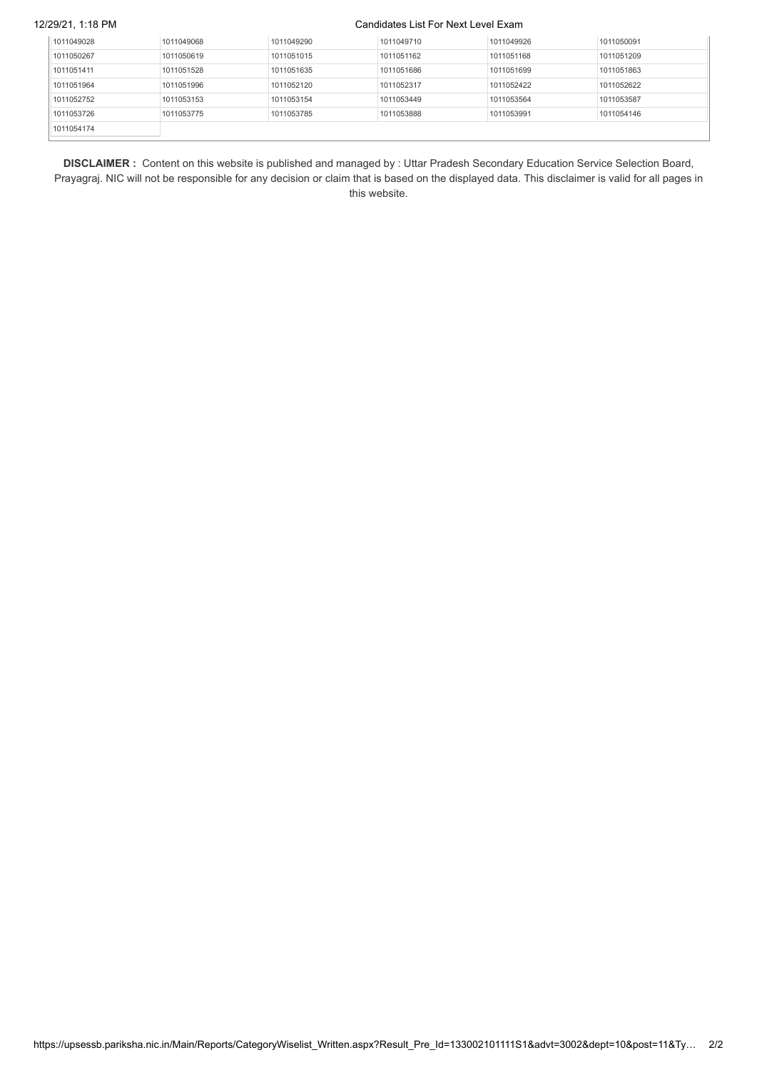| | | | | | |
|---|---|---|---|---|---|
| 1011049028 | 1011049068 | 1011049290 | 1011049710 | 1011049926 | 1011050091 |
| 1011050267 | 1011050619 | 1011051015 | 1011051162 | 1011051168 | 1011051209 |
| 1011051411 | 1011051528 | 1011051635 | 1011051686 | 1011051699 | 1011051863 |
| 1011051964 | 1011051996 | 1011052120 | 1011052317 | 1011052422 | 1011052622 |
| 1011052752 | 1011053153 | 1011053154 | 1011053449 | 1011053564 | 1011053587 |
| 1011053726 | 1011053775 | 1011053785 | 1011053888 | 1011053991 | 1011054146 |
| 1011054174 | | | | | |

**DISCLAIMER :** Content on this website is published and managed by : Uttar Pradesh Secondary Education Service Selection Board, Prayagraj. NIC will not be responsible for any decision or claim that is based on the displayed data. This disclaimer is valid for all pages in this website.